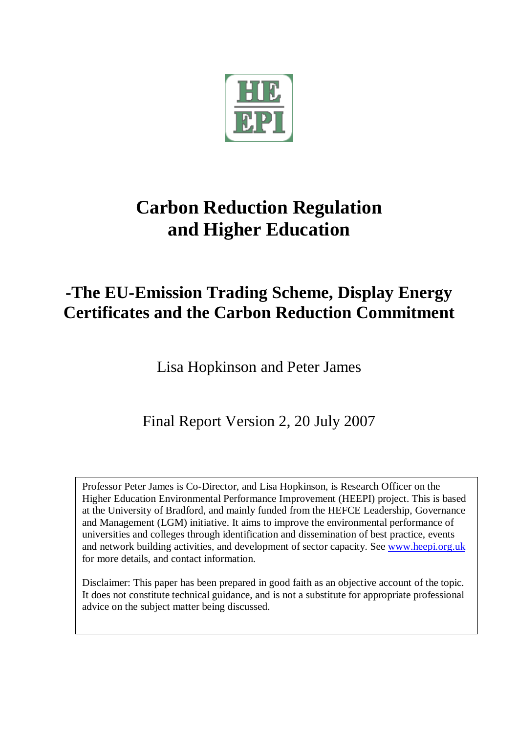# Carbon Reduction Regulation and Higher Education

## -The EU-Emission Trading Scheme, Display Energy Certificates and the Carbon Reduction Commitment

Lisa Hopkinson and Peter James

Final Report Version 2, 20 July 2007

Professor Peter James is Co-Director, and Lisa Hopkinson, is Research Officer on the Higher Education Environmental Performance Improvement (HEEPI) project. This is based at the University of Bradford, and mainly funded from the HEFCE Leadership, Governance and Management (LGM) initiative. It aims to improve the environmental performance of universities and colleges through identification and dissemination of best practice, events and network building activities, and development of sector capacity. See www.heepi.org.uk for more details, and contact information.

Disclaimer: This paper has been prepared in good faith as an objective account of the topic. It does not constitute technical guidance, and is not a substitute for appropriate professional advice on the subject matter being discussed.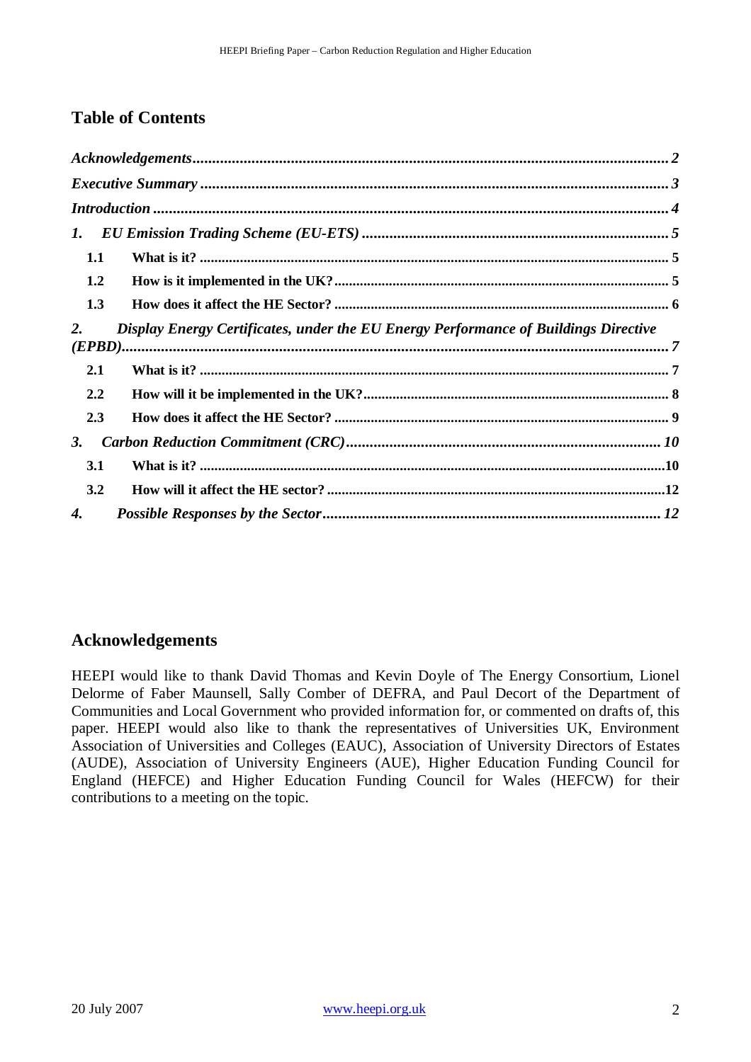## Table of Contents

*Acknowledgements* ........ *2*

*Executive Summary* ........ *3*

*Introduction* ........ *4*

*1. EU Emission Trading Scheme (EU-ETS)* ........ *5*

- **1.1 What is it?** ........ **5**
- **1.2 How is it implemented in the UK?** ........ **5**
- **1.3 How does it affect the HE Sector?** ........ **6**

*2. Display Energy Certificates, under the EU Energy Performance of Buildings Directive (EPBD)* ........ *7*

- **2.1 What is it?** ........ **7**
- **2.2 How will it be implemented in the UK?** ........ **8**
- **2.3 How does it affect the HE Sector?** ........ **9**

*3. Carbon Reduction Commitment (CRC)* ........ *10*

- **3.1 What is it?** ........ **10**
- **3.2 How will it affect the HE sector?** ........ **12**

*4. Possible Responses by the Sector* ........ *12*

## Acknowledgements

HEEPI would like to thank David Thomas and Kevin Doyle of The Energy Consortium, Lionel Delorme of Faber Maunsell, Sally Comber of DEFRA, and Paul Decort of the Department of Communities and Local Government who provided information for, or commented on drafts of, this paper. HEEPI would also like to thank the representatives of Universities UK, Environment Association of Universities and Colleges (EAUC), Association of University Directors of Estates (AUDE), Association of University Engineers (AUE), Higher Education Funding Council for England (HEFCE) and Higher Education Funding Council for Wales (HEFCW) for their contributions to a meeting on the topic.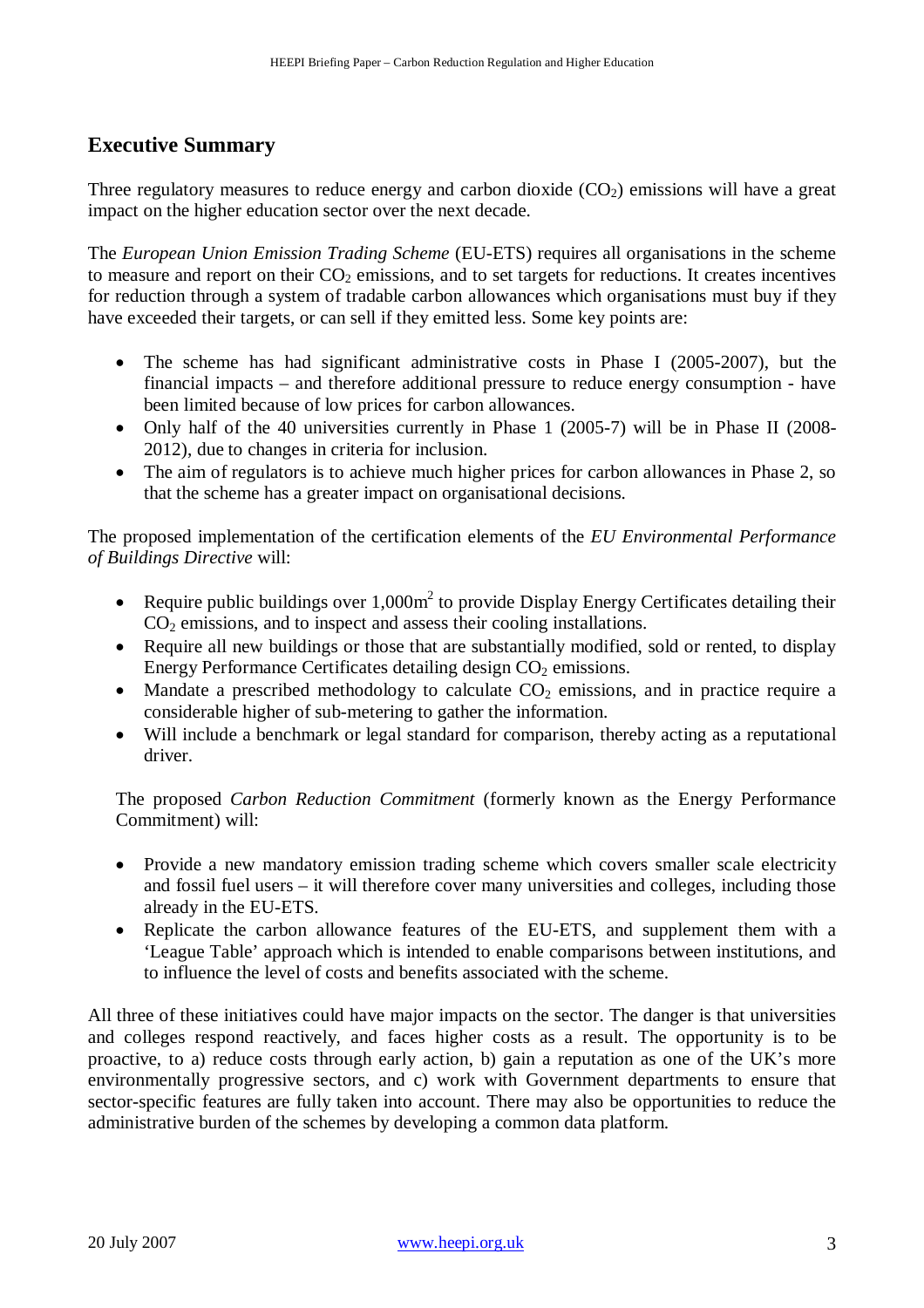## Executive Summary

Three regulatory measures to reduce energy and carbon dioxide ($CO_2$) emissions will have a great impact on the higher education sector over the next decade.

The *European Union Emission Trading Scheme* (EU-ETS) requires all organisations in the scheme to measure and report on their $CO_2$ emissions, and to set targets for reductions. It creates incentives for reduction through a system of tradable carbon allowances which organisations must buy if they have exceeded their targets, or can sell if they emitted less. Some key points are:

- The scheme has had significant administrative costs in Phase I (2005-2007), but the financial impacts – and therefore additional pressure to reduce energy consumption - have been limited because of low prices for carbon allowances.
- Only half of the 40 universities currently in Phase 1 (2005-7) will be in Phase II (2008-2012), due to changes in criteria for inclusion.
- The aim of regulators is to achieve much higher prices for carbon allowances in Phase 2, so that the scheme has a greater impact on organisational decisions.

The proposed implementation of the certification elements of the *EU Environmental Performance of Buildings Directive* will:

- Require public buildings over 1,000m$^2$ to provide Display Energy Certificates detailing their $CO_2$ emissions, and to inspect and assess their cooling installations.
- Require all new buildings or those that are substantially modified, sold or rented, to display Energy Performance Certificates detailing design $CO_2$ emissions.
- Mandate a prescribed methodology to calculate $CO_2$ emissions, and in practice require a considerable higher of sub-metering to gather the information.
- Will include a benchmark or legal standard for comparison, thereby acting as a reputational driver.

The proposed *Carbon Reduction Commitment* (formerly known as the Energy Performance Commitment) will:

- Provide a new mandatory emission trading scheme which covers smaller scale electricity and fossil fuel users – it will therefore cover many universities and colleges, including those already in the EU-ETS.
- Replicate the carbon allowance features of the EU-ETS, and supplement them with a 'League Table' approach which is intended to enable comparisons between institutions, and to influence the level of costs and benefits associated with the scheme.

All three of these initiatives could have major impacts on the sector. The danger is that universities and colleges respond reactively, and faces higher costs as a result. The opportunity is to be proactive, to a) reduce costs through early action, b) gain a reputation as one of the UK's more environmentally progressive sectors, and c) work with Government departments to ensure that sector-specific features are fully taken into account. There may also be opportunities to reduce the administrative burden of the schemes by developing a common data platform.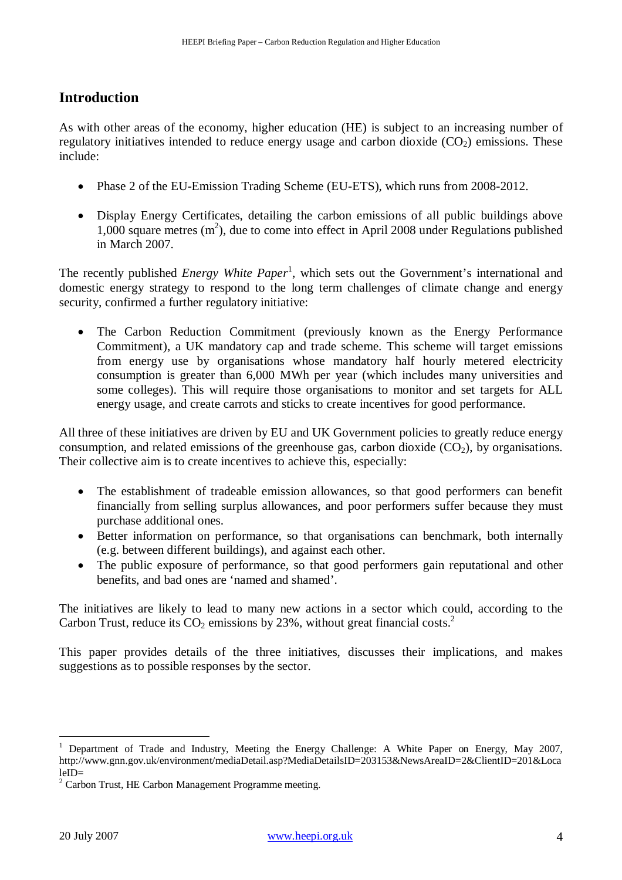## Introduction

As with other areas of the economy, higher education (HE) is subject to an increasing number of regulatory initiatives intended to reduce energy usage and carbon dioxide ($CO_2$) emissions. These include:

- Phase 2 of the EU-Emission Trading Scheme (EU-ETS), which runs from 2008-2012.

- Display Energy Certificates, detailing the carbon emissions of all public buildings above 1,000 square metres ($m^2$), due to come into effect in April 2008 under Regulations published in March 2007.

The recently published *Energy White Paper*[1], which sets out the Government's international and domestic energy strategy to respond to the long term challenges of climate change and energy security, confirmed a further regulatory initiative:

- The Carbon Reduction Commitment (previously known as the Energy Performance Commitment), a UK mandatory cap and trade scheme. This scheme will target emissions from energy use by organisations whose mandatory half hourly metered electricity consumption is greater than 6,000 MWh per year (which includes many universities and some colleges). This will require those organisations to monitor and set targets for ALL energy usage, and create carrots and sticks to create incentives for good performance.

All three of these initiatives are driven by EU and UK Government policies to greatly reduce energy consumption, and related emissions of the greenhouse gas, carbon dioxide ($CO_2$), by organisations. Their collective aim is to create incentives to achieve this, especially:

- The establishment of tradeable emission allowances, so that good performers can benefit financially from selling surplus allowances, and poor performers suffer because they must purchase additional ones.
- Better information on performance, so that organisations can benchmark, both internally (e.g. between different buildings), and against each other.
- The public exposure of performance, so that good performers gain reputational and other benefits, and bad ones are 'named and shamed'.

The initiatives are likely to lead to many new actions in a sector which could, according to the Carbon Trust, reduce its $CO_2$ emissions by 23%, without great financial costs.[2]

This paper provides details of the three initiatives, discusses their implications, and makes suggestions as to possible responses by the sector.

---

[1] Department of Trade and Industry, Meeting the Energy Challenge: A White Paper on Energy, May 2007, http://www.gnn.gov.uk/environment/mediaDetail.asp?MediaDetailsID=203153&NewsAreaID=2&ClientID=201&LocaleID=

[2] Carbon Trust, HE Carbon Management Programme meeting.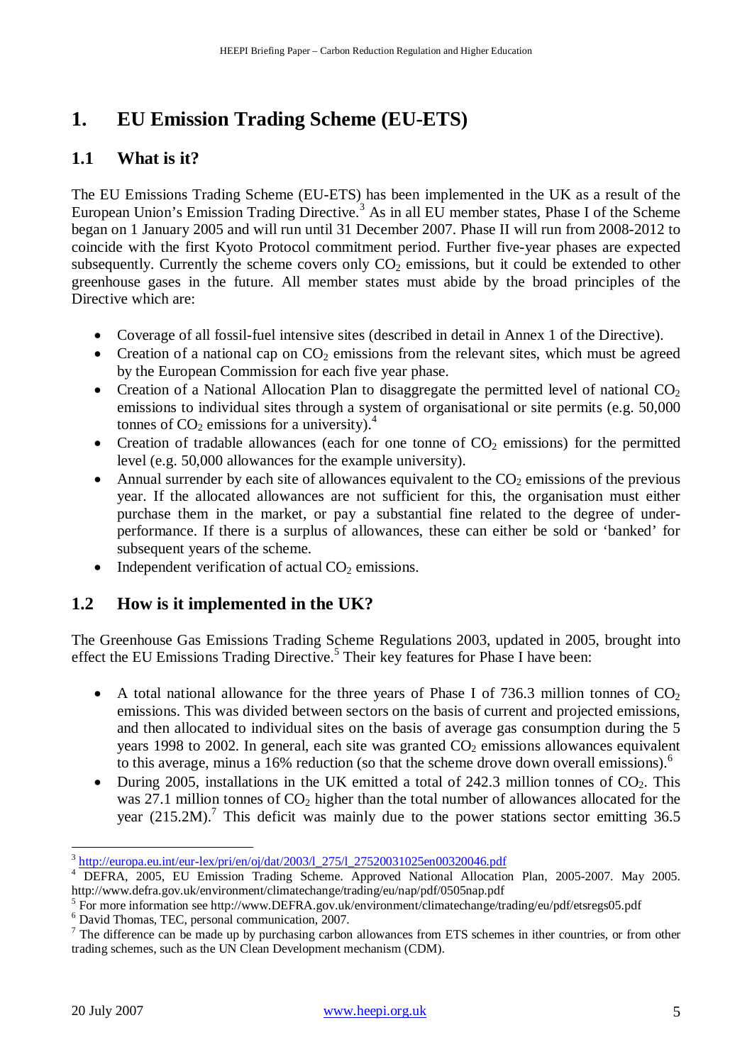# 1. EU Emission Trading Scheme (EU-ETS)

## 1.1 What is it?

The EU Emissions Trading Scheme (EU-ETS) has been implemented in the UK as a result of the European Union's Emission Trading Directive.[3] As in all EU member states, Phase I of the Scheme began on 1 January 2005 and will run until 31 December 2007. Phase II will run from 2008-2012 to coincide with the first Kyoto Protocol commitment period. Further five-year phases are expected subsequently. Currently the scheme covers only $CO_2$ emissions, but it could be extended to other greenhouse gases in the future. All member states must abide by the broad principles of the Directive which are:

- Coverage of all fossil-fuel intensive sites (described in detail in Annex 1 of the Directive).
- Creation of a national cap on $CO_2$ emissions from the relevant sites, which must be agreed by the European Commission for each five year phase.
- Creation of a National Allocation Plan to disaggregate the permitted level of national $CO_2$ emissions to individual sites through a system of organisational or site permits (e.g. 50,000 tonnes of $CO_2$ emissions for a university).[4]
- Creation of tradable allowances (each for one tonne of $CO_2$ emissions) for the permitted level (e.g. 50,000 allowances for the example university).
- Annual surrender by each site of allowances equivalent to the $CO_2$ emissions of the previous year. If the allocated allowances are not sufficient for this, the organisation must either purchase them in the market, or pay a substantial fine related to the degree of under-performance. If there is a surplus of allowances, these can either be sold or 'banked' for subsequent years of the scheme.
- Independent verification of actual $CO_2$ emissions.

## 1.2 How is it implemented in the UK?

The Greenhouse Gas Emissions Trading Scheme Regulations 2003, updated in 2005, brought into effect the EU Emissions Trading Directive.[5] Their key features for Phase I have been:

- A total national allowance for the three years of Phase I of 736.3 million tonnes of $CO_2$ emissions. This was divided between sectors on the basis of current and projected emissions, and then allocated to individual sites on the basis of average gas consumption during the 5 years 1998 to 2002. In general, each site was granted $CO_2$ emissions allowances equivalent to this average, minus a 16% reduction (so that the scheme drove down overall emissions).[6]
- During 2005, installations in the UK emitted a total of 242.3 million tonnes of $CO_2$. This was 27.1 million tonnes of $CO_2$ higher than the total number of allowances allocated for the year (215.2M).[7] This deficit was mainly due to the power stations sector emitting 36.5

---

[3] http://europa.eu.int/eur-lex/pri/en/oj/dat/2003/l_275/l_27520031025en00320046.pdf

[4] DEFRA, 2005, EU Emission Trading Scheme. Approved National Allocation Plan, 2005-2007. May 2005. http://www.defra.gov.uk/environment/climatechange/trading/eu/nap/pdf/0505nap.pdf

[5] For more information see http://www.DEFRA.gov.uk/environment/climatechange/trading/eu/pdf/etsregs05.pdf

[6] David Thomas, TEC, personal communication, 2007.

[7] The difference can be made up by purchasing carbon allowances from ETS schemes in ither countries, or from other trading schemes, such as the UN Clean Development mechanism (CDM).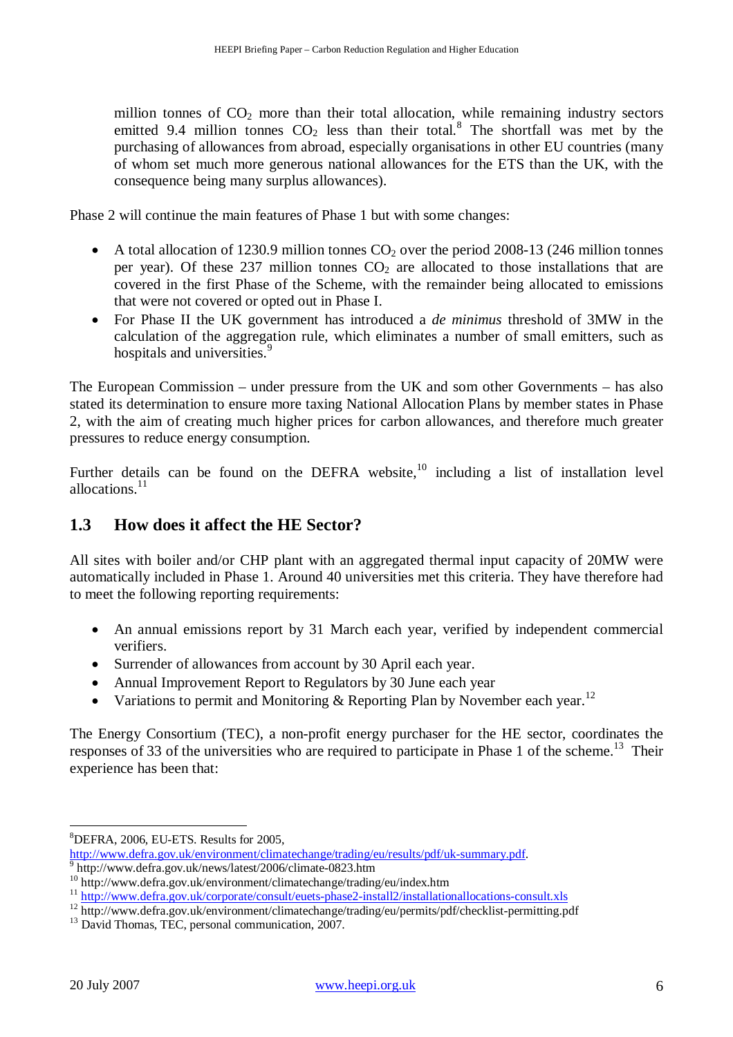million tonnes of $CO_2$ more than their total allocation, while remaining industry sectors emitted 9.4 million tonnes $CO_2$ less than their total.[8] The shortfall was met by the purchasing of allowances from abroad, especially organisations in other EU countries (many of whom set much more generous national allowances for the ETS than the UK, with the consequence being many surplus allowances).

Phase 2 will continue the main features of Phase 1 but with some changes:

- A total allocation of 1230.9 million tonnes $CO_2$ over the period 2008-13 (246 million tonnes per year). Of these 237 million tonnes $CO_2$ are allocated to those installations that are covered in the first Phase of the Scheme, with the remainder being allocated to emissions that were not covered or opted out in Phase I.
- For Phase II the UK government has introduced a *de minimus* threshold of 3MW in the calculation of the aggregation rule, which eliminates a number of small emitters, such as hospitals and universities.[9]

The European Commission – under pressure from the UK and som other Governments – has also stated its determination to ensure more taxing National Allocation Plans by member states in Phase 2, with the aim of creating much higher prices for carbon allowances, and therefore much greater pressures to reduce energy consumption.

Further details can be found on the DEFRA website,[10] including a list of installation level allocations.[11]

## 1.3 How does it affect the HE Sector?

All sites with boiler and/or CHP plant with an aggregated thermal input capacity of 20MW were automatically included in Phase 1. Around 40 universities met this criteria. They have therefore had to meet the following reporting requirements:

- An annual emissions report by 31 March each year, verified by independent commercial verifiers.
- Surrender of allowances from account by 30 April each year.
- Annual Improvement Report to Regulators by 30 June each year
- Variations to permit and Monitoring & Reporting Plan by November each year.[12]

The Energy Consortium (TEC), a non-profit energy purchaser for the HE sector, coordinates the responses of 33 of the universities who are required to participate in Phase 1 of the scheme.[13] Their experience has been that:

---

[8] DEFRA, 2006, EU-ETS. Results for 2005, http://www.defra.gov.uk/environment/climatechange/trading/eu/results/pdf/uk-summary.pdf.

[9] http://www.defra.gov.uk/news/latest/2006/climate-0823.htm

[10] http://www.defra.gov.uk/environment/climatechange/trading/eu/index.htm

[11] http://www.defra.gov.uk/corporate/consult/euets-phase2-install2/installationallocations-consult.xls

[12] http://www.defra.gov.uk/environment/climatechange/trading/eu/permits/pdf/checklist-permitting.pdf

[13] David Thomas, TEC, personal communication, 2007.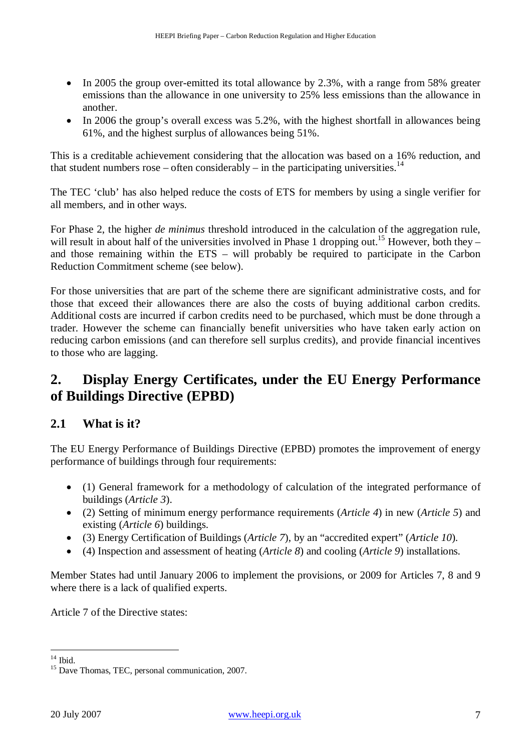- In 2005 the group over-emitted its total allowance by 2.3%, with a range from 58% greater emissions than the allowance in one university to 25% less emissions than the allowance in another.
- In 2006 the group's overall excess was 5.2%, with the highest shortfall in allowances being 61%, and the highest surplus of allowances being 51%.

This is a creditable achievement considering that the allocation was based on a 16% reduction, and that student numbers rose – often considerably – in the participating universities.[14]

The TEC 'club' has also helped reduce the costs of ETS for members by using a single verifier for all members, and in other ways.

For Phase 2, the higher *de minimus* threshold introduced in the calculation of the aggregation rule, will result in about half of the universities involved in Phase 1 dropping out.[15] However, both they – and those remaining within the ETS – will probably be required to participate in the Carbon Reduction Commitment scheme (see below).

For those universities that are part of the scheme there are significant administrative costs, and for those that exceed their allowances there are also the costs of buying additional carbon credits. Additional costs are incurred if carbon credits need to be purchased, which must be done through a trader. However the scheme can financially benefit universities who have taken early action on reducing carbon emissions (and can therefore sell surplus credits), and provide financial incentives to those who are lagging.

## 2. Display Energy Certificates, under the EU Energy Performance of Buildings Directive (EPBD)

### 2.1 What is it?

The EU Energy Performance of Buildings Directive (EPBD) promotes the improvement of energy performance of buildings through four requirements:

- (1) General framework for a methodology of calculation of the integrated performance of buildings (*Article 3*).
- (2) Setting of minimum energy performance requirements (*Article 4*) in new (*Article 5*) and existing (*Article 6*) buildings.
- (3) Energy Certification of Buildings (*Article 7*), by an "accredited expert" (*Article 10*).
- (4) Inspection and assessment of heating (*Article 8*) and cooling (*Article 9*) installations.

Member States had until January 2006 to implement the provisions, or 2009 for Articles 7, 8 and 9 where there is a lack of qualified experts.

Article 7 of the Directive states:

---

[14] Ibid.

[15] Dave Thomas, TEC, personal communication, 2007.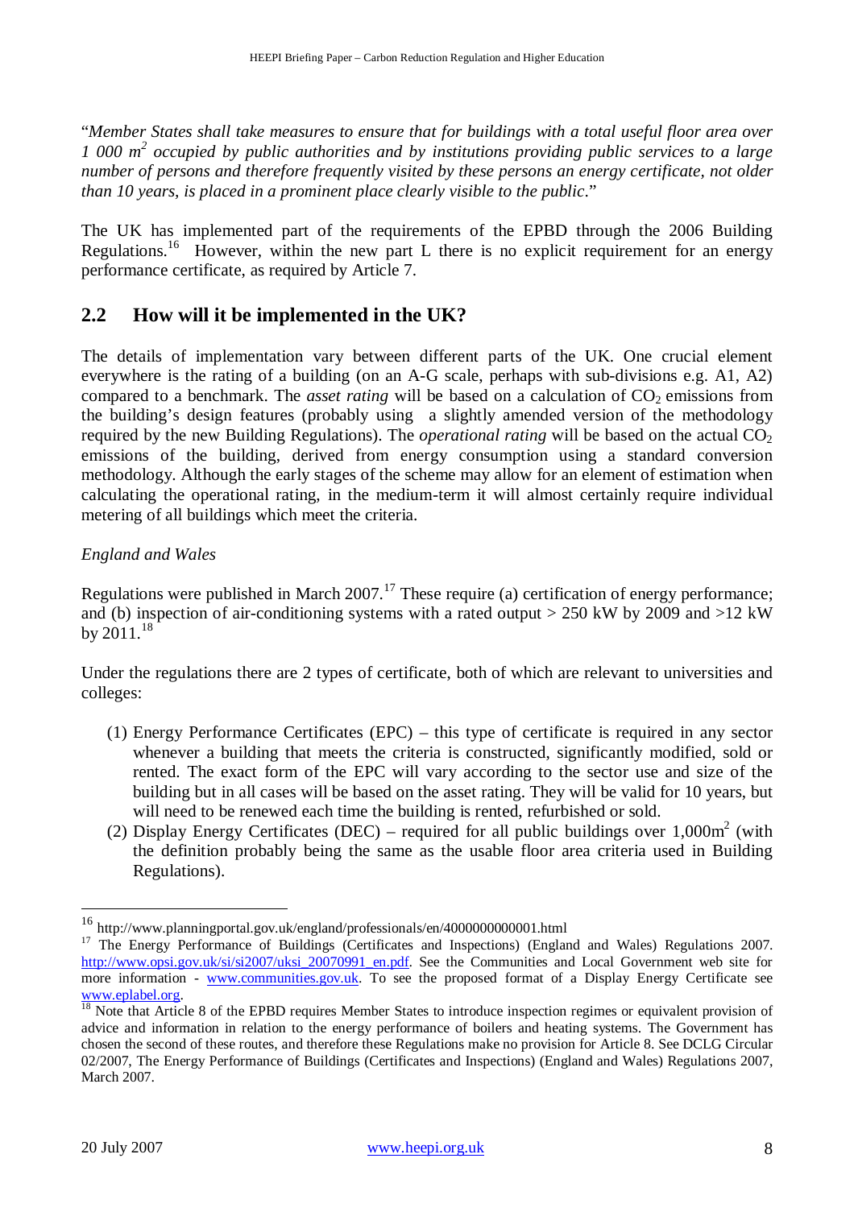"*Member States shall take measures to ensure that for buildings with a total useful floor area over 1 000 m² occupied by public authorities and by institutions providing public services to a large number of persons and therefore frequently visited by these persons an energy certificate, not older than 10 years, is placed in a prominent place clearly visible to the public*."

The UK has implemented part of the requirements of the EPBD through the 2006 Building Regulations.[16] However, within the new part L there is no explicit requirement for an energy performance certificate, as required by Article 7.

## 2.2 How will it be implemented in the UK?

The details of implementation vary between different parts of the UK. One crucial element everywhere is the rating of a building (on an A-G scale, perhaps with sub-divisions e.g. A1, A2) compared to a benchmark. The *asset rating* will be based on a calculation of $CO_2$ emissions from the building's design features (probably using a slightly amended version of the methodology required by the new Building Regulations). The *operational rating* will be based on the actual $CO_2$ emissions of the building, derived from energy consumption using a standard conversion methodology. Although the early stages of the scheme may allow for an element of estimation when calculating the operational rating, in the medium-term it will almost certainly require individual metering of all buildings which meet the criteria.

*England and Wales*

Regulations were published in March 2007.[17] These require (a) certification of energy performance; and (b) inspection of air-conditioning systems with a rated output > 250 kW by 2009 and >12 kW by 2011.[18]

Under the regulations there are 2 types of certificate, both of which are relevant to universities and colleges:

(1) Energy Performance Certificates (EPC) – this type of certificate is required in any sector whenever a building that meets the criteria is constructed, significantly modified, sold or rented. The exact form of the EPC will vary according to the sector use and size of the building but in all cases will be based on the asset rating. They will be valid for 10 years, but will need to be renewed each time the building is rented, refurbished or sold.

(2) Display Energy Certificates (DEC) – required for all public buildings over 1,000m² (with the definition probably being the same as the usable floor area criteria used in Building Regulations).

---

[16] http://www.planningportal.gov.uk/england/professionals/en/4000000000001.html

[17] The Energy Performance of Buildings (Certificates and Inspections) (England and Wales) Regulations 2007. http://www.opsi.gov.uk/si/si2007/uksi_20070991_en.pdf. See the Communities and Local Government web site for more information - www.communities.gov.uk. To see the proposed format of a Display Energy Certificate see www.eplabel.org.

[18] Note that Article 8 of the EPBD requires Member States to introduce inspection regimes or equivalent provision of advice and information in relation to the energy performance of boilers and heating systems. The Government has chosen the second of these routes, and therefore these Regulations make no provision for Article 8. See DCLG Circular 02/2007, The Energy Performance of Buildings (Certificates and Inspections) (England and Wales) Regulations 2007, March 2007.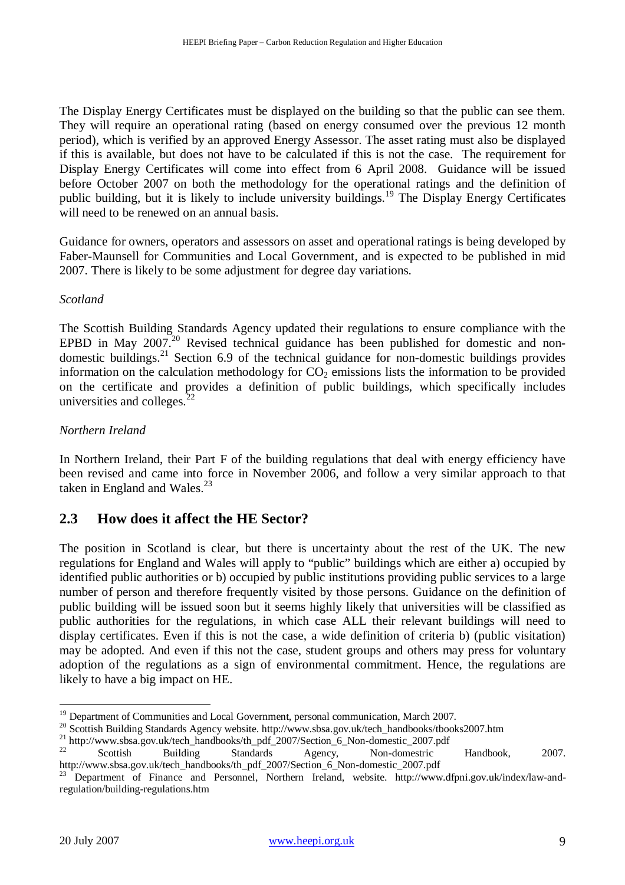The Display Energy Certificates must be displayed on the building so that the public can see them. They will require an operational rating (based on energy consumed over the previous 12 month period), which is verified by an approved Energy Assessor. The asset rating must also be displayed if this is available, but does not have to be calculated if this is not the case. The requirement for Display Energy Certificates will come into effect from 6 April 2008. Guidance will be issued before October 2007 on both the methodology for the operational ratings and the definition of public building, but it is likely to include university buildings.[19] The Display Energy Certificates will need to be renewed on an annual basis.

Guidance for owners, operators and assessors on asset and operational ratings is being developed by Faber-Maunsell for Communities and Local Government, and is expected to be published in mid 2007. There is likely to be some adjustment for degree day variations.

*Scotland*

The Scottish Building Standards Agency updated their regulations to ensure compliance with the EPBD in May 2007.[20] Revised technical guidance has been published for domestic and non-domestic buildings.[21] Section 6.9 of the technical guidance for non-domestic buildings provides information on the calculation methodology for $CO_2$ emissions lists the information to be provided on the certificate and provides a definition of public buildings, which specifically includes universities and colleges.[22]

*Northern Ireland*

In Northern Ireland, their Part F of the building regulations that deal with energy efficiency have been revised and came into force in November 2006, and follow a very similar approach to that taken in England and Wales.[23]

## 2.3 How does it affect the HE Sector?

The position in Scotland is clear, but there is uncertainty about the rest of the UK. The new regulations for England and Wales will apply to "public" buildings which are either a) occupied by identified public authorities or b) occupied by public institutions providing public services to a large number of person and therefore frequently visited by those persons. Guidance on the definition of public building will be issued soon but it seems highly likely that universities will be classified as public authorities for the regulations, in which case ALL their relevant buildings will need to display certificates. Even if this is not the case, a wide definition of criteria b) (public visitation) may be adopted. And even if this not the case, student groups and others may press for voluntary adoption of the regulations as a sign of environmental commitment. Hence, the regulations are likely to have a big impact on HE.

---

[19] Department of Communities and Local Government, personal communication, March 2007.

[20] Scottish Building Standards Agency website. http://www.sbsa.gov.uk/tech_handbooks/tbooks2007.htm

[21] http://www.sbsa.gov.uk/tech_handbooks/th_pdf_2007/Section_6_Non-domestic_2007.pdf

[22] Scottish Building Standards Agency, Non-domestic Handbook, 2007. http://www.sbsa.gov.uk/tech_handbooks/th_pdf_2007/Section_6_Non-domestic_2007.pdf

[23] Department of Finance and Personnel, Northern Ireland, website. http://www.dfpni.gov.uk/index/law-and-regulation/building-regulations.htm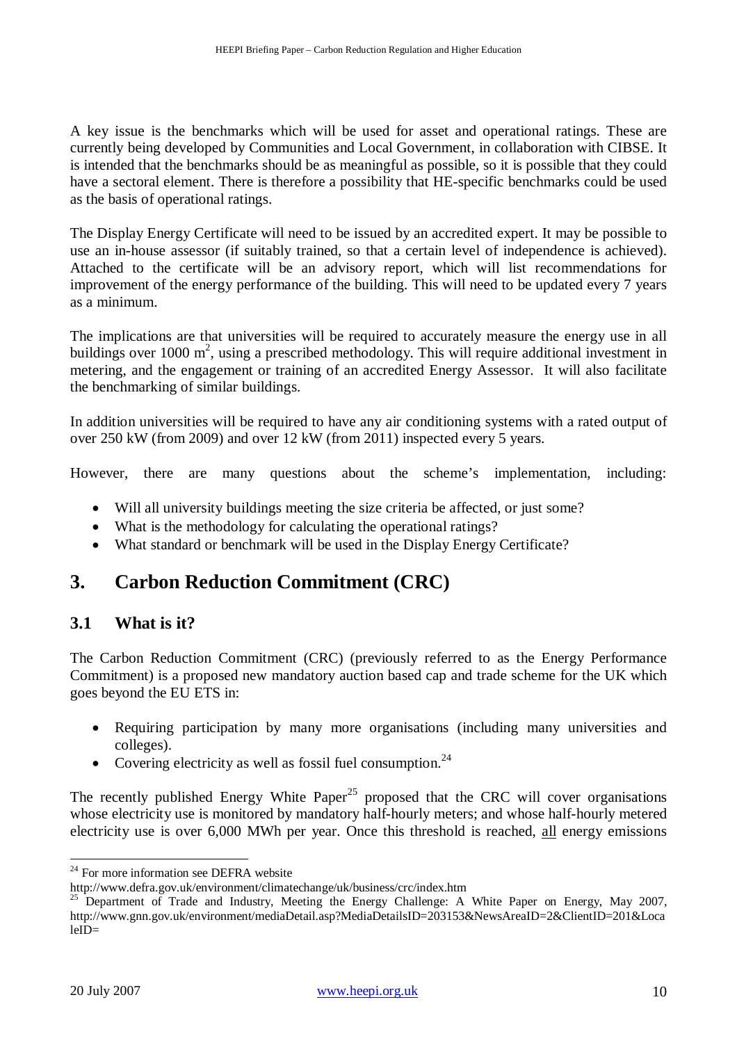A key issue is the benchmarks which will be used for asset and operational ratings. These are currently being developed by Communities and Local Government, in collaboration with CIBSE. It is intended that the benchmarks should be as meaningful as possible, so it is possible that they could have a sectoral element. There is therefore a possibility that HE-specific benchmarks could be used as the basis of operational ratings.

The Display Energy Certificate will need to be issued by an accredited expert. It may be possible to use an in-house assessor (if suitably trained, so that a certain level of independence is achieved). Attached to the certificate will be an advisory report, which will list recommendations for improvement of the energy performance of the building. This will need to be updated every 7 years as a minimum.

The implications are that universities will be required to accurately measure the energy use in all buildings over 1000 $m^2$, using a prescribed methodology. This will require additional investment in metering, and the engagement or training of an accredited Energy Assessor. It will also facilitate the benchmarking of similar buildings.

In addition universities will be required to have any air conditioning systems with a rated output of over 250 kW (from 2009) and over 12 kW (from 2011) inspected every 5 years.

However, there are many questions about the scheme's implementation, including:

- Will all university buildings meeting the size criteria be affected, or just some?
- What is the methodology for calculating the operational ratings?
- What standard or benchmark will be used in the Display Energy Certificate?

# 3. Carbon Reduction Commitment (CRC)

## 3.1 What is it?

The Carbon Reduction Commitment (CRC) (previously referred to as the Energy Performance Commitment) is a proposed new mandatory auction based cap and trade scheme for the UK which goes beyond the EU ETS in:

- Requiring participation by many more organisations (including many universities and colleges).
- Covering electricity as well as fossil fuel consumption.[24]

The recently published Energy White Paper[25] proposed that the CRC will cover organisations whose electricity use is monitored by mandatory half-hourly meters; and whose half-hourly metered electricity use is over 6,000 MWh per year. Once this threshold is reached, <u>all</u> energy emissions

---

[24] For more information see DEFRA website http://www.defra.gov.uk/environment/climatechange/uk/business/crc/index.htm

[25] Department of Trade and Industry, Meeting the Energy Challenge: A White Paper on Energy, May 2007, http://www.gnn.gov.uk/environment/mediaDetail.asp?MediaDetailsID=203153&NewsAreaID=2&ClientID=201&LocaleID=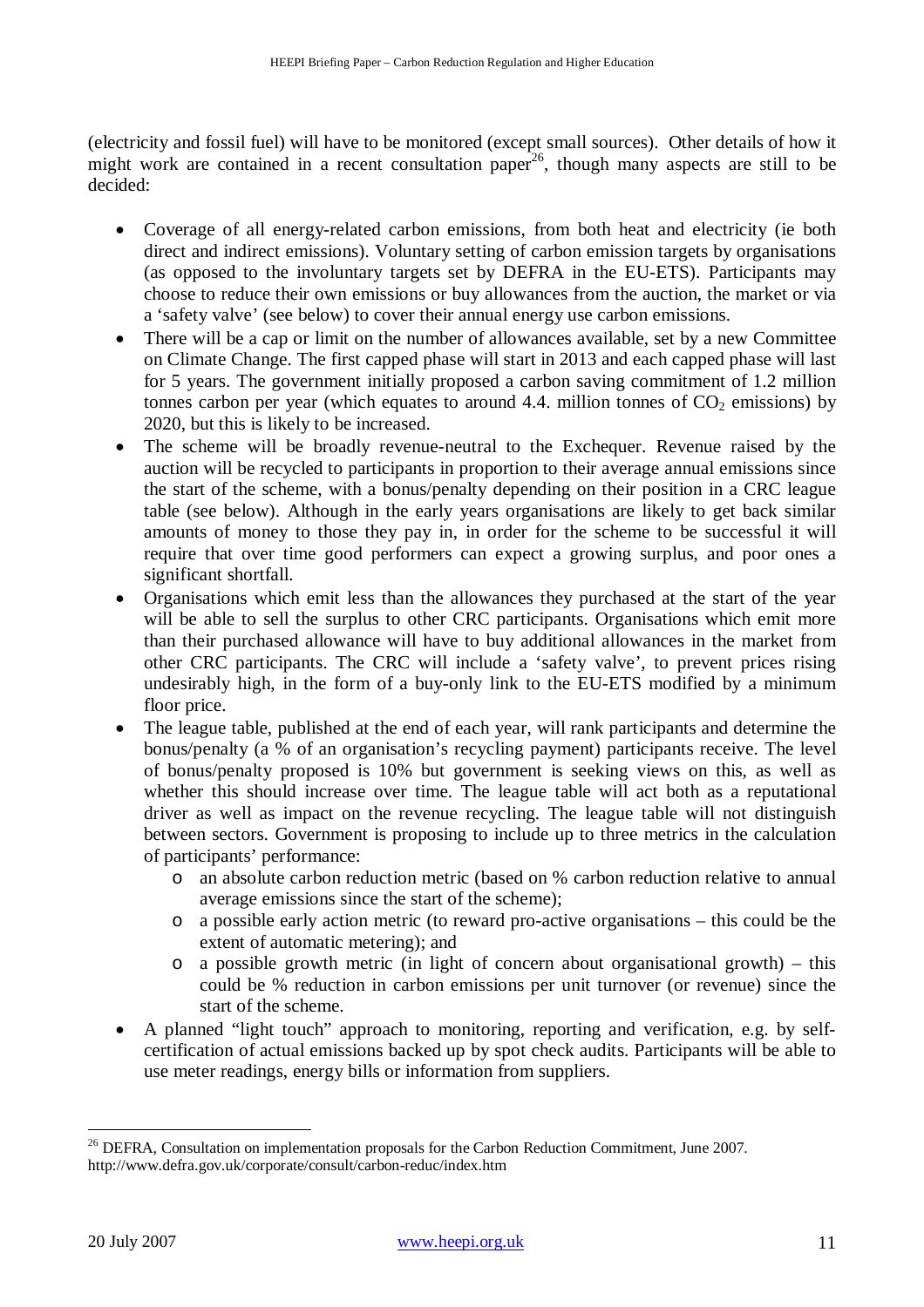(electricity and fossil fuel) will have to be monitored (except small sources). Other details of how it might work are contained in a recent consultation paper[26], though many aspects are still to be decided:

- Coverage of all energy-related carbon emissions, from both heat and electricity (ie both direct and indirect emissions). Voluntary setting of carbon emission targets by organisations (as opposed to the involuntary targets set by DEFRA in the EU-ETS). Participants may choose to reduce their own emissions or buy allowances from the auction, the market or via a 'safety valve' (see below) to cover their annual energy use carbon emissions.
- There will be a cap or limit on the number of allowances available, set by a new Committee on Climate Change. The first capped phase will start in 2013 and each capped phase will last for 5 years. The government initially proposed a carbon saving commitment of 1.2 million tonnes carbon per year (which equates to around 4.4. million tonnes of $CO_2$ emissions) by 2020, but this is likely to be increased.
- The scheme will be broadly revenue-neutral to the Exchequer. Revenue raised by the auction will be recycled to participants in proportion to their average annual emissions since the start of the scheme, with a bonus/penalty depending on their position in a CRC league table (see below). Although in the early years organisations are likely to get back similar amounts of money to those they pay in, in order for the scheme to be successful it will require that over time good performers can expect a growing surplus, and poor ones a significant shortfall.
- Organisations which emit less than the allowances they purchased at the start of the year will be able to sell the surplus to other CRC participants. Organisations which emit more than their purchased allowance will have to buy additional allowances in the market from other CRC participants. The CRC will include a 'safety valve', to prevent prices rising undesirably high, in the form of a buy-only link to the EU-ETS modified by a minimum floor price.
- The league table, published at the end of each year, will rank participants and determine the bonus/penalty (a % of an organisation's recycling payment) participants receive. The level of bonus/penalty proposed is 10% but government is seeking views on this, as well as whether this should increase over time. The league table will act both as a reputational driver as well as impact on the revenue recycling. The league table will not distinguish between sectors. Government is proposing to include up to three metrics in the calculation of participants' performance:
  - an absolute carbon reduction metric (based on % carbon reduction relative to annual average emissions since the start of the scheme);
  - a possible early action metric (to reward pro-active organisations – this could be the extent of automatic metering); and
  - a possible growth metric (in light of concern about organisational growth) – this could be % reduction in carbon emissions per unit turnover (or revenue) since the start of the scheme.
- A planned "light touch" approach to monitoring, reporting and verification, e.g. by self-certification of actual emissions backed up by spot check audits. Participants will be able to use meter readings, energy bills or information from suppliers.

---

[26] DEFRA, Consultation on implementation proposals for the Carbon Reduction Commitment, June 2007. http://www.defra.gov.uk/corporate/consult/carbon-reduc/index.htm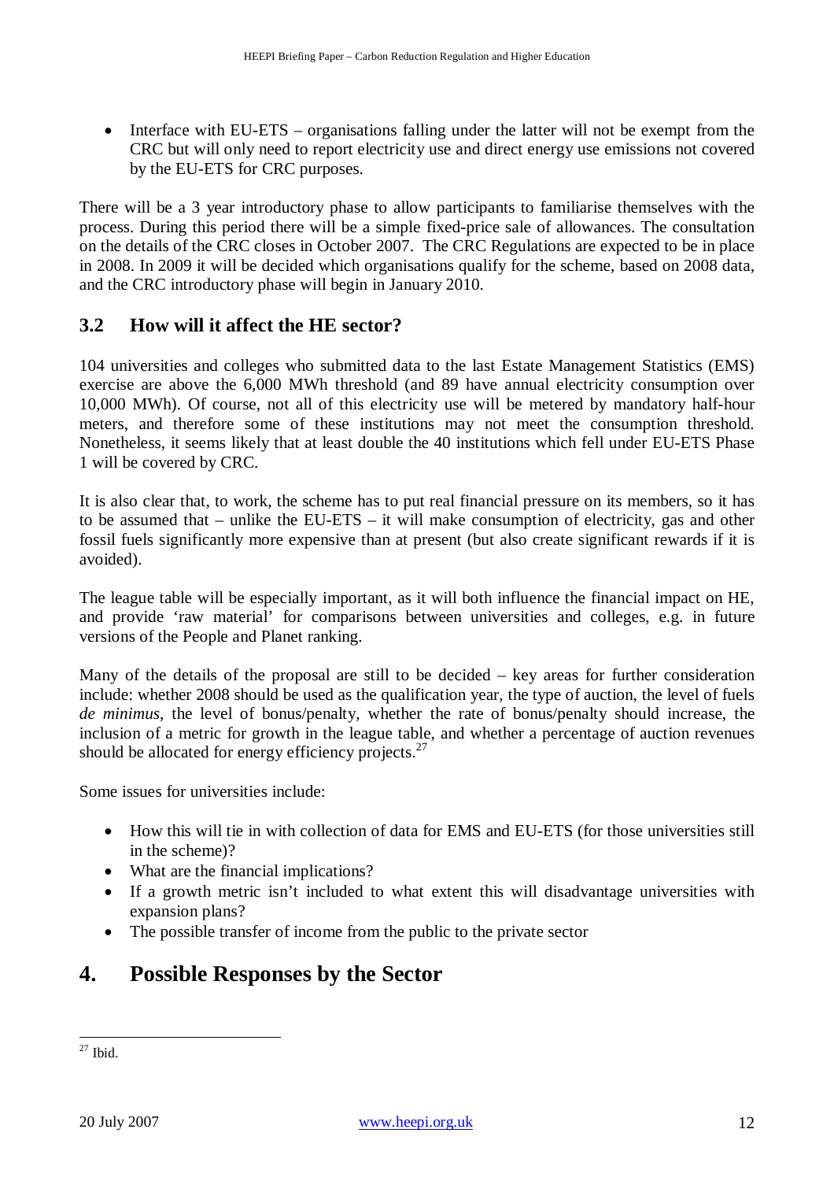- Interface with EU-ETS – organisations falling under the latter will not be exempt from the CRC but will only need to report electricity use and direct energy use emissions not covered by the EU-ETS for CRC purposes.

There will be a 3 year introductory phase to allow participants to familiarise themselves with the process. During this period there will be a simple fixed-price sale of allowances. The consultation on the details of the CRC closes in October 2007. The CRC Regulations are expected to be in place in 2008. In 2009 it will be decided which organisations qualify for the scheme, based on 2008 data, and the CRC introductory phase will begin in January 2010.

### 3.2 How will it affect the HE sector?

104 universities and colleges who submitted data to the last Estate Management Statistics (EMS) exercise are above the 6,000 MWh threshold (and 89 have annual electricity consumption over 10,000 MWh). Of course, not all of this electricity use will be metered by mandatory half-hour meters, and therefore some of these institutions may not meet the consumption threshold. Nonetheless, it seems likely that at least double the 40 institutions which fell under EU-ETS Phase 1 will be covered by CRC.

It is also clear that, to work, the scheme has to put real financial pressure on its members, so it has to be assumed that – unlike the EU-ETS – it will make consumption of electricity, gas and other fossil fuels significantly more expensive than at present (but also create significant rewards if it is avoided).

The league table will be especially important, as it will both influence the financial impact on HE, and provide 'raw material' for comparisons between universities and colleges, e.g. in future versions of the People and Planet ranking.

Many of the details of the proposal are still to be decided – key areas for further consideration include: whether 2008 should be used as the qualification year, the type of auction, the level of fuels *de minimus*, the level of bonus/penalty, whether the rate of bonus/penalty should increase, the inclusion of a metric for growth in the league table, and whether a percentage of auction revenues should be allocated for energy efficiency projects.[27]

Some issues for universities include:

- How this will tie in with collection of data for EMS and EU-ETS (for those universities still in the scheme)?
- What are the financial implications?
- If a growth metric isn't included to what extent this will disadvantage universities with expansion plans?
- The possible transfer of income from the public to the private sector

## 4. Possible Responses by the Sector

[27] Ibid.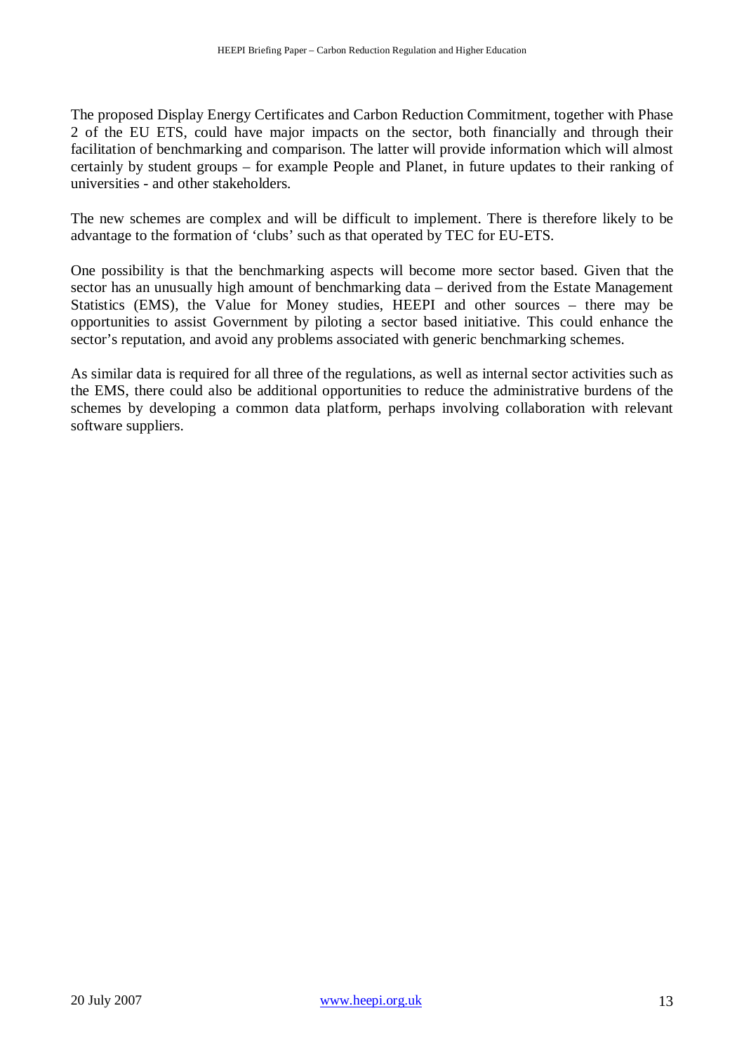The proposed Display Energy Certificates and Carbon Reduction Commitment, together with Phase 2 of the EU ETS, could have major impacts on the sector, both financially and through their facilitation of benchmarking and comparison. The latter will provide information which will almost certainly by student groups – for example People and Planet, in future updates to their ranking of universities - and other stakeholders.

The new schemes are complex and will be difficult to implement. There is therefore likely to be advantage to the formation of 'clubs' such as that operated by TEC for EU-ETS.

One possibility is that the benchmarking aspects will become more sector based. Given that the sector has an unusually high amount of benchmarking data – derived from the Estate Management Statistics (EMS), the Value for Money studies, HEEPI and other sources – there may be opportunities to assist Government by piloting a sector based initiative. This could enhance the sector's reputation, and avoid any problems associated with generic benchmarking schemes.

As similar data is required for all three of the regulations, as well as internal sector activities such as the EMS, there could also be additional opportunities to reduce the administrative burdens of the schemes by developing a common data platform, perhaps involving collaboration with relevant software suppliers.